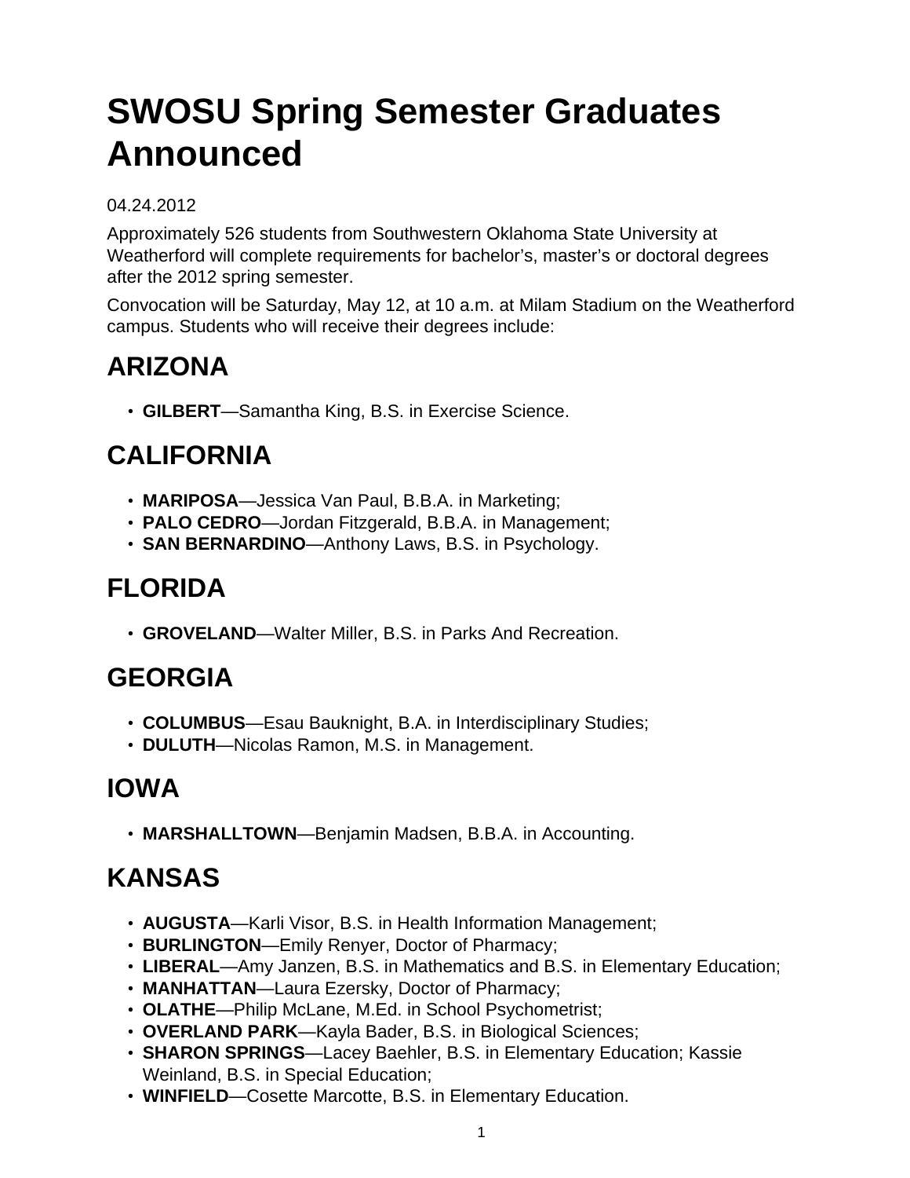# SWOSU Spring Semester Graduates Announced

04.24.2012

Approximately 526 students from Southwestern Oklahoma State University at Weatherford will complete requirements for bachelor's, master's or doctoral degrees after the 2012 spring semester.

Convocation will be Saturday, May 12, at 10 a.m. at Milam Stadium on the Weatherford campus. Students who will receive their degrees include:

## ARIZONA

- **GILBERT**—Samantha King, B.S. in Exercise Science.

## CALIFORNIA

- **MARIPOSA**—Jessica Van Paul, B.B.A. in Marketing;
- **PALO CEDRO**—Jordan Fitzgerald, B.B.A. in Management;
- **SAN BERNARDINO**—Anthony Laws, B.S. in Psychology.

## FLORIDA

- **GROVELAND**—Walter Miller, B.S. in Parks And Recreation.

## GEORGIA

- **COLUMBUS**—Esau Bauknight, B.A. in Interdisciplinary Studies;
- **DULUTH**—Nicolas Ramon, M.S. in Management.

## IOWA

- **MARSHALLTOWN**—Benjamin Madsen, B.B.A. in Accounting.

## KANSAS

- **AUGUSTA**—Karli Visor, B.S. in Health Information Management;
- **BURLINGTON**—Emily Renyer, Doctor of Pharmacy;
- **LIBERAL**—Amy Janzen, B.S. in Mathematics and B.S. in Elementary Education;
- **MANHATTAN**—Laura Ezersky, Doctor of Pharmacy;
- **OLATHE**—Philip McLane, M.Ed. in School Psychometrist;
- **OVERLAND PARK**—Kayla Bader, B.S. in Biological Sciences;
- **SHARON SPRINGS**—Lacey Baehler, B.S. in Elementary Education; Kassie Weinland, B.S. in Special Education;
- **WINFIELD**—Cosette Marcotte, B.S. in Elementary Education.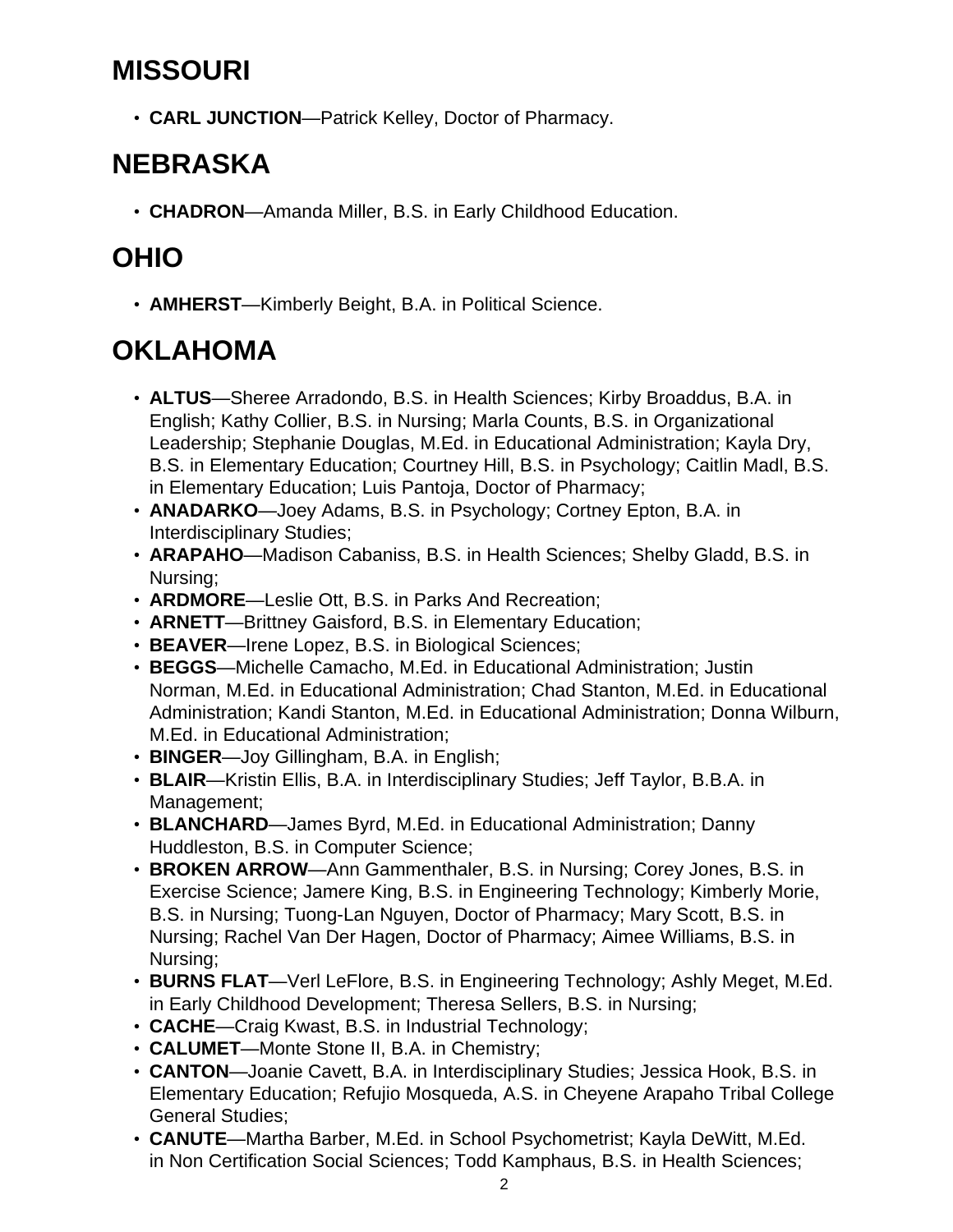## MISSOURI

- **CARL JUNCTION**—Patrick Kelley, Doctor of Pharmacy.

## NEBRASKA

- **CHADRON**—Amanda Miller, B.S. in Early Childhood Education.

## OHIO

- **AMHERST**—Kimberly Beight, B.A. in Political Science.

## OKLAHOMA

- **ALTUS**—Sheree Arradondo, B.S. in Health Sciences; Kirby Broaddus, B.A. in English; Kathy Collier, B.S. in Nursing; Marla Counts, B.S. in Organizational Leadership; Stephanie Douglas, M.Ed. in Educational Administration; Kayla Dry, B.S. in Elementary Education; Courtney Hill, B.S. in Psychology; Caitlin Madl, B.S. in Elementary Education; Luis Pantoja, Doctor of Pharmacy;
- **ANADARKO**—Joey Adams, B.S. in Psychology; Cortney Epton, B.A. in Interdisciplinary Studies;
- **ARAPAHO**—Madison Cabaniss, B.S. in Health Sciences; Shelby Gladd, B.S. in Nursing;
- **ARDMORE**—Leslie Ott, B.S. in Parks And Recreation;
- **ARNETT**—Brittney Gaisford, B.S. in Elementary Education;
- **BEAVER**—Irene Lopez, B.S. in Biological Sciences;
- **BEGGS**—Michelle Camacho, M.Ed. in Educational Administration; Justin Norman, M.Ed. in Educational Administration; Chad Stanton, M.Ed. in Educational Administration; Kandi Stanton, M.Ed. in Educational Administration; Donna Wilburn, M.Ed. in Educational Administration;
- **BINGER**—Joy Gillingham, B.A. in English;
- **BLAIR**—Kristin Ellis, B.A. in Interdisciplinary Studies; Jeff Taylor, B.B.A. in Management;
- **BLANCHARD**—James Byrd, M.Ed. in Educational Administration; Danny Huddleston, B.S. in Computer Science;
- **BROKEN ARROW**—Ann Gammenthaler, B.S. in Nursing; Corey Jones, B.S. in Exercise Science; Jamere King, B.S. in Engineering Technology; Kimberly Morie, B.S. in Nursing; Tuong-Lan Nguyen, Doctor of Pharmacy; Mary Scott, B.S. in Nursing; Rachel Van Der Hagen, Doctor of Pharmacy; Aimee Williams, B.S. in Nursing;
- **BURNS FLAT**—Verl LeFlore, B.S. in Engineering Technology; Ashly Meget, M.Ed. in Early Childhood Development; Theresa Sellers, B.S. in Nursing;
- **CACHE**—Craig Kwast, B.S. in Industrial Technology;
- **CALUMET**—Monte Stone II, B.A. in Chemistry;
- **CANTON**—Joanie Cavett, B.A. in Interdisciplinary Studies; Jessica Hook, B.S. in Elementary Education; Refujio Mosqueda, A.S. in Cheyene Arapaho Tribal College General Studies;
- **CANUTE**—Martha Barber, M.Ed. in School Psychometrist; Kayla DeWitt, M.Ed. in Non Certification Social Sciences; Todd Kamphaus, B.S. in Health Sciences;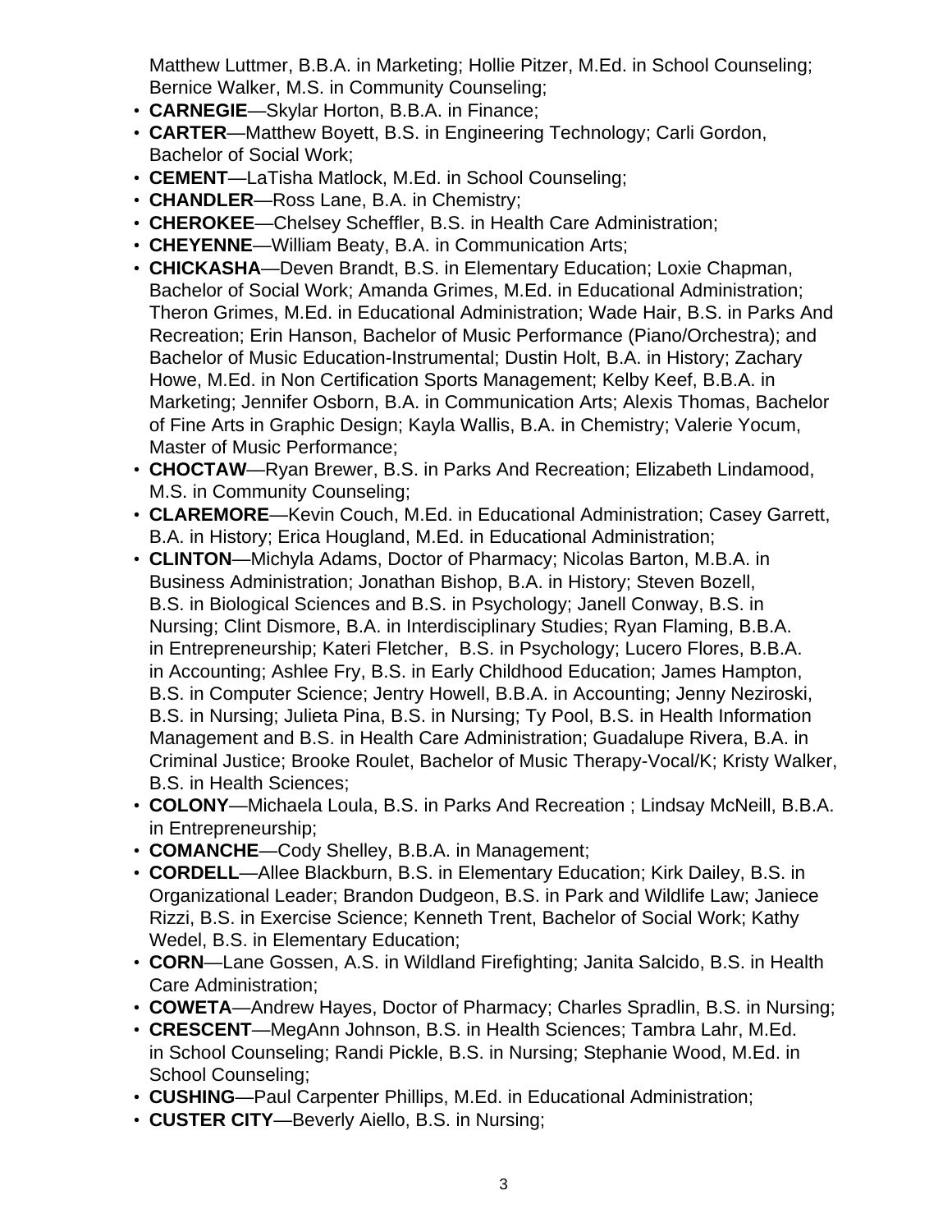Matthew Luttmer, B.B.A. in Marketing; Hollie Pitzer, M.Ed. in School Counseling; Bernice Walker, M.S. in Community Counseling;

- **CARNEGIE**—Skylar Horton, B.B.A. in Finance;
- **CARTER**—Matthew Boyett, B.S. in Engineering Technology; Carli Gordon, Bachelor of Social Work;
- **CEMENT**—LaTisha Matlock, M.Ed. in School Counseling;
- **CHANDLER**—Ross Lane, B.A. in Chemistry;
- **CHEROKEE**—Chelsey Scheffler, B.S. in Health Care Administration;
- **CHEYENNE**—William Beaty, B.A. in Communication Arts;
- **CHICKASHA**—Deven Brandt, B.S. in Elementary Education; Loxie Chapman, Bachelor of Social Work; Amanda Grimes, M.Ed. in Educational Administration; Theron Grimes, M.Ed. in Educational Administration; Wade Hair, B.S. in Parks And Recreation; Erin Hanson, Bachelor of Music Performance (Piano/Orchestra); and Bachelor of Music Education-Instrumental; Dustin Holt, B.A. in History; Zachary Howe, M.Ed. in Non Certification Sports Management; Kelby Keef, B.B.A. in Marketing; Jennifer Osborn, B.A. in Communication Arts; Alexis Thomas, Bachelor of Fine Arts in Graphic Design; Kayla Wallis, B.A. in Chemistry; Valerie Yocum, Master of Music Performance;
- **CHOCTAW**—Ryan Brewer, B.S. in Parks And Recreation; Elizabeth Lindamood, M.S. in Community Counseling;
- **CLAREMORE**—Kevin Couch, M.Ed. in Educational Administration; Casey Garrett, B.A. in History; Erica Hougland, M.Ed. in Educational Administration;
- **CLINTON**—Michyla Adams, Doctor of Pharmacy; Nicolas Barton, M.B.A. in Business Administration; Jonathan Bishop, B.A. in History; Steven Bozell, B.S. in Biological Sciences and B.S. in Psychology; Janell Conway, B.S. in Nursing; Clint Dismore, B.A. in Interdisciplinary Studies; Ryan Flaming, B.B.A. in Entrepreneurship; Kateri Fletcher, B.S. in Psychology; Lucero Flores, B.B.A. in Accounting; Ashlee Fry, B.S. in Early Childhood Education; James Hampton, B.S. in Computer Science; Jentry Howell, B.B.A. in Accounting; Jenny Neziroski, B.S. in Nursing; Julieta Pina, B.S. in Nursing; Ty Pool, B.S. in Health Information Management and B.S. in Health Care Administration; Guadalupe Rivera, B.A. in Criminal Justice; Brooke Roulet, Bachelor of Music Therapy-Vocal/K; Kristy Walker, B.S. in Health Sciences;
- **COLONY**—Michaela Loula, B.S. in Parks And Recreation ; Lindsay McNeill, B.B.A. in Entrepreneurship;
- **COMANCHE**—Cody Shelley, B.B.A. in Management;
- **CORDELL**—Allee Blackburn, B.S. in Elementary Education; Kirk Dailey, B.S. in Organizational Leader; Brandon Dudgeon, B.S. in Park and Wildlife Law; Janiece Rizzi, B.S. in Exercise Science; Kenneth Trent, Bachelor of Social Work; Kathy Wedel, B.S. in Elementary Education;
- **CORN**—Lane Gossen, A.S. in Wildland Firefighting; Janita Salcido, B.S. in Health Care Administration;
- **COWETA**—Andrew Hayes, Doctor of Pharmacy; Charles Spradlin, B.S. in Nursing;
- **CRESCENT**—MegAnn Johnson, B.S. in Health Sciences; Tambra Lahr, M.Ed. in School Counseling; Randi Pickle, B.S. in Nursing; Stephanie Wood, M.Ed. in School Counseling;
- **CUSHING**—Paul Carpenter Phillips, M.Ed. in Educational Administration;
- **CUSTER CITY**—Beverly Aiello, B.S. in Nursing;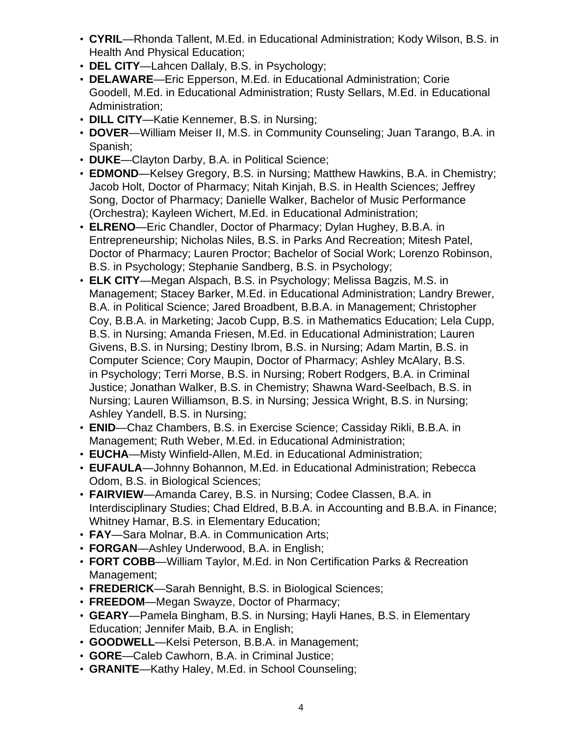- **CYRIL**—Rhonda Tallent, M.Ed. in Educational Administration; Kody Wilson, B.S. in Health And Physical Education;
- **DEL CITY**—Lahcen Dallaly, B.S. in Psychology;
- **DELAWARE**—Eric Epperson, M.Ed. in Educational Administration; Corie Goodell, M.Ed. in Educational Administration; Rusty Sellars, M.Ed. in Educational Administration;
- **DILL CITY**—Katie Kennemer, B.S. in Nursing;
- **DOVER**—William Meiser II, M.S. in Community Counseling; Juan Tarango, B.A. in Spanish;
- **DUKE**—Clayton Darby, B.A. in Political Science;
- **EDMOND**—Kelsey Gregory, B.S. in Nursing; Matthew Hawkins, B.A. in Chemistry; Jacob Holt, Doctor of Pharmacy; Nitah Kinjah, B.S. in Health Sciences; Jeffrey Song, Doctor of Pharmacy; Danielle Walker, Bachelor of Music Performance (Orchestra); Kayleen Wichert, M.Ed. in Educational Administration;
- **ELRENO**—Eric Chandler, Doctor of Pharmacy; Dylan Hughey, B.B.A. in Entrepreneurship; Nicholas Niles, B.S. in Parks And Recreation; Mitesh Patel, Doctor of Pharmacy; Lauren Proctor; Bachelor of Social Work; Lorenzo Robinson, B.S. in Psychology; Stephanie Sandberg, B.S. in Psychology;
- **ELK CITY**—Megan Alspach, B.S. in Psychology; Melissa Bagzis, M.S. in Management; Stacey Barker, M.Ed. in Educational Administration; Landry Brewer, B.A. in Political Science; Jared Broadbent, B.B.A. in Management; Christopher Coy, B.B.A. in Marketing; Jacob Cupp, B.S. in Mathematics Education; Lela Cupp, B.S. in Nursing; Amanda Friesen, M.Ed. in Educational Administration; Lauren Givens, B.S. in Nursing; Destiny Ibrom, B.S. in Nursing; Adam Martin, B.S. in Computer Science; Cory Maupin, Doctor of Pharmacy; Ashley McAlary, B.S. in Psychology; Terri Morse, B.S. in Nursing; Robert Rodgers, B.A. in Criminal Justice; Jonathan Walker, B.S. in Chemistry; Shawna Ward-Seelbach, B.S. in Nursing; Lauren Williamson, B.S. in Nursing; Jessica Wright, B.S. in Nursing; Ashley Yandell, B.S. in Nursing;
- **ENID**—Chaz Chambers, B.S. in Exercise Science; Cassiday Rikli, B.B.A. in Management; Ruth Weber, M.Ed. in Educational Administration;
- **EUCHA**—Misty Winfield-Allen, M.Ed. in Educational Administration;
- **EUFAULA**—Johnny Bohannon, M.Ed. in Educational Administration; Rebecca Odom, B.S. in Biological Sciences;
- **FAIRVIEW**—Amanda Carey, B.S. in Nursing; Codee Classen, B.A. in Interdisciplinary Studies; Chad Eldred, B.B.A. in Accounting and B.B.A. in Finance; Whitney Hamar, B.S. in Elementary Education;
- **FAY**—Sara Molnar, B.A. in Communication Arts;
- **FORGAN**—Ashley Underwood, B.A. in English;
- **FORT COBB**—William Taylor, M.Ed. in Non Certification Parks & Recreation Management;
- **FREDERICK**—Sarah Bennight, B.S. in Biological Sciences;
- **FREEDOM**—Megan Swayze, Doctor of Pharmacy;
- **GEARY**—Pamela Bingham, B.S. in Nursing; Hayli Hanes, B.S. in Elementary Education; Jennifer Maib, B.A. in English;
- **GOODWELL**—Kelsi Peterson, B.B.A. in Management;
- **GORE**—Caleb Cawhorn, B.A. in Criminal Justice;
- **GRANITE**—Kathy Haley, M.Ed. in School Counseling;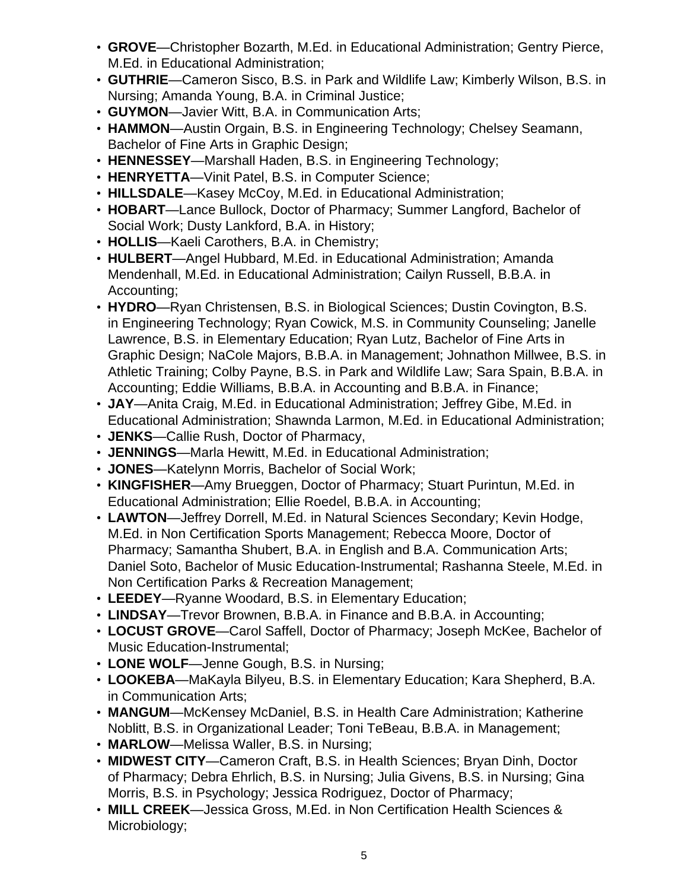- **GROVE**—Christopher Bozarth, M.Ed. in Educational Administration; Gentry Pierce, M.Ed. in Educational Administration;
- **GUTHRIE**—Cameron Sisco, B.S. in Park and Wildlife Law; Kimberly Wilson, B.S. in Nursing; Amanda Young, B.A. in Criminal Justice;
- **GUYMON**—Javier Witt, B.A. in Communication Arts;
- **HAMMON**—Austin Orgain, B.S. in Engineering Technology; Chelsey Seamann, Bachelor of Fine Arts in Graphic Design;
- **HENNESSEY**—Marshall Haden, B.S. in Engineering Technology;
- **HENRYETTA**—Vinit Patel, B.S. in Computer Science;
- **HILLSDALE**—Kasey McCoy, M.Ed. in Educational Administration;
- **HOBART**—Lance Bullock, Doctor of Pharmacy; Summer Langford, Bachelor of Social Work; Dusty Lankford, B.A. in History;
- **HOLLIS**—Kaeli Carothers, B.A. in Chemistry;
- **HULBERT**—Angel Hubbard, M.Ed. in Educational Administration; Amanda Mendenhall, M.Ed. in Educational Administration; Cailyn Russell, B.B.A. in Accounting;
- **HYDRO**—Ryan Christensen, B.S. in Biological Sciences; Dustin Covington, B.S. in Engineering Technology; Ryan Cowick, M.S. in Community Counseling; Janelle Lawrence, B.S. in Elementary Education; Ryan Lutz, Bachelor of Fine Arts in Graphic Design; NaCole Majors, B.B.A. in Management; Johnathon Millwee, B.S. in Athletic Training; Colby Payne, B.S. in Park and Wildlife Law; Sara Spain, B.B.A. in Accounting; Eddie Williams, B.B.A. in Accounting and B.B.A. in Finance;
- **JAY**—Anita Craig, M.Ed. in Educational Administration; Jeffrey Gibe, M.Ed. in Educational Administration; Shawnda Larmon, M.Ed. in Educational Administration;
- **JENKS**—Callie Rush, Doctor of Pharmacy,
- **JENNINGS**—Marla Hewitt, M.Ed. in Educational Administration;
- **JONES**—Katelynn Morris, Bachelor of Social Work;
- **KINGFISHER**—Amy Brueggen, Doctor of Pharmacy; Stuart Purintun, M.Ed. in Educational Administration; Ellie Roedel, B.B.A. in Accounting;
- **LAWTON**—Jeffrey Dorrell, M.Ed. in Natural Sciences Secondary; Kevin Hodge, M.Ed. in Non Certification Sports Management; Rebecca Moore, Doctor of Pharmacy; Samantha Shubert, B.A. in English and B.A. Communication Arts; Daniel Soto, Bachelor of Music Education-Instrumental; Rashanna Steele, M.Ed. in Non Certification Parks & Recreation Management;
- **LEEDEY**—Ryanne Woodard, B.S. in Elementary Education;
- **LINDSAY**—Trevor Brownen, B.B.A. in Finance and B.B.A. in Accounting;
- **LOCUST GROVE**—Carol Saffell, Doctor of Pharmacy; Joseph McKee, Bachelor of Music Education-Instrumental;
- **LONE WOLF**—Jenne Gough, B.S. in Nursing;
- **LOOKEBA**—MaKayla Bilyeu, B.S. in Elementary Education; Kara Shepherd, B.A. in Communication Arts;
- **MANGUM**—McKensey McDaniel, B.S. in Health Care Administration; Katherine Noblitt, B.S. in Organizational Leader; Toni TeBeau, B.B.A. in Management;
- **MARLOW**—Melissa Waller, B.S. in Nursing;
- **MIDWEST CITY**—Cameron Craft, B.S. in Health Sciences; Bryan Dinh, Doctor of Pharmacy; Debra Ehrlich, B.S. in Nursing; Julia Givens, B.S. in Nursing; Gina Morris, B.S. in Psychology; Jessica Rodriguez, Doctor of Pharmacy;
- **MILL CREEK**—Jessica Gross, M.Ed. in Non Certification Health Sciences & Microbiology;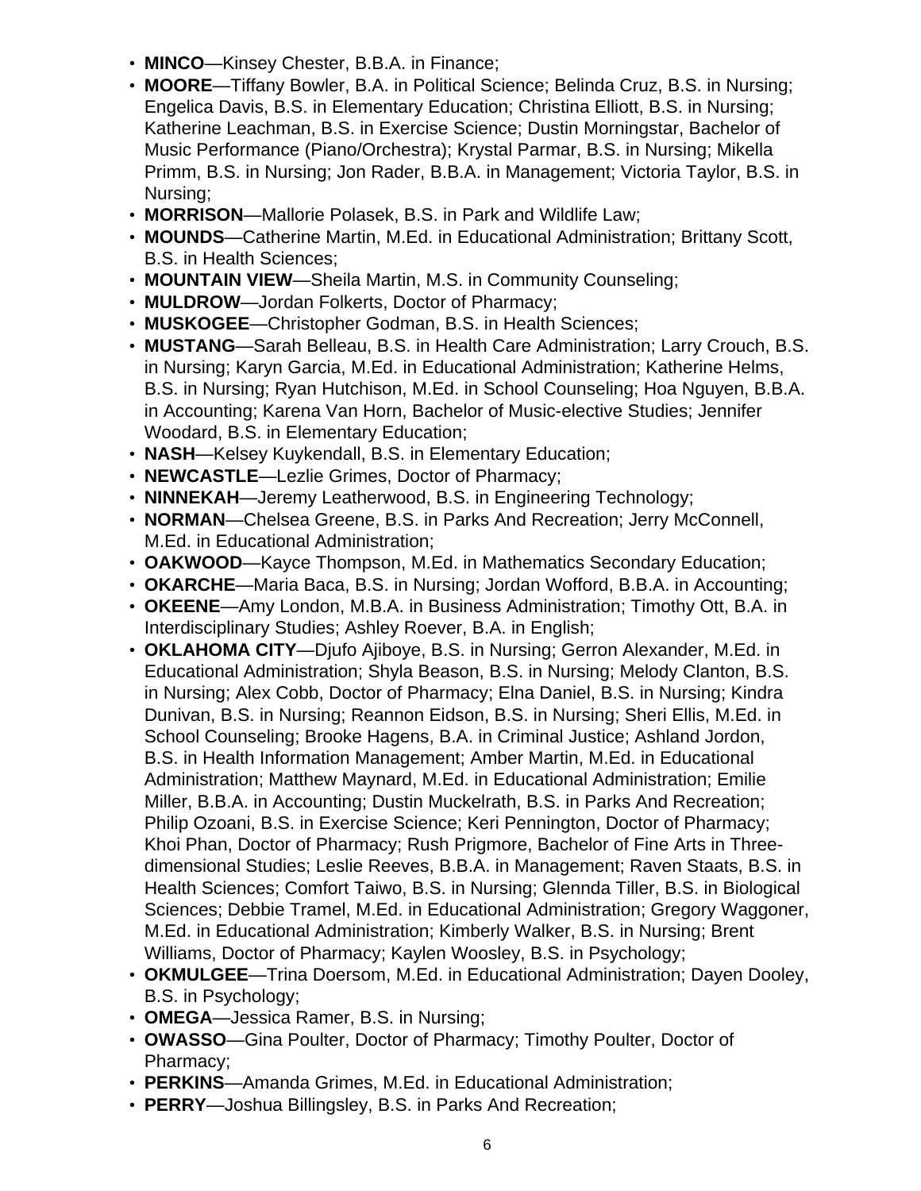- **MINCO**—Kinsey Chester, B.B.A. in Finance;
- **MOORE**—Tiffany Bowler, B.A. in Political Science; Belinda Cruz, B.S. in Nursing; Engelica Davis, B.S. in Elementary Education; Christina Elliott, B.S. in Nursing; Katherine Leachman, B.S. in Exercise Science; Dustin Morningstar, Bachelor of Music Performance (Piano/Orchestra); Krystal Parmar, B.S. in Nursing; Mikella Primm, B.S. in Nursing; Jon Rader, B.B.A. in Management; Victoria Taylor, B.S. in Nursing;
- **MORRISON**—Mallorie Polasek, B.S. in Park and Wildlife Law;
- **MOUNDS**—Catherine Martin, M.Ed. in Educational Administration; Brittany Scott, B.S. in Health Sciences;
- **MOUNTAIN VIEW**—Sheila Martin, M.S. in Community Counseling;
- **MULDROW**—Jordan Folkerts, Doctor of Pharmacy;
- **MUSKOGEE**—Christopher Godman, B.S. in Health Sciences;
- **MUSTANG**—Sarah Belleau, B.S. in Health Care Administration; Larry Crouch, B.S. in Nursing; Karyn Garcia, M.Ed. in Educational Administration; Katherine Helms, B.S. in Nursing; Ryan Hutchison, M.Ed. in School Counseling; Hoa Nguyen, B.B.A. in Accounting; Karena Van Horn, Bachelor of Music-elective Studies; Jennifer Woodard, B.S. in Elementary Education;
- **NASH**—Kelsey Kuykendall, B.S. in Elementary Education;
- **NEWCASTLE**—Lezlie Grimes, Doctor of Pharmacy;
- **NINNEKAH**—Jeremy Leatherwood, B.S. in Engineering Technology;
- **NORMAN**—Chelsea Greene, B.S. in Parks And Recreation; Jerry McConnell, M.Ed. in Educational Administration;
- **OAKWOOD**—Kayce Thompson, M.Ed. in Mathematics Secondary Education;
- **OKARCHE**—Maria Baca, B.S. in Nursing; Jordan Wofford, B.B.A. in Accounting;
- **OKEENE**—Amy London, M.B.A. in Business Administration; Timothy Ott, B.A. in Interdisciplinary Studies; Ashley Roever, B.A. in English;
- **OKLAHOMA CITY**—Djufo Ajiboye, B.S. in Nursing; Gerron Alexander, M.Ed. in Educational Administration; Shyla Beason, B.S. in Nursing; Melody Clanton, B.S. in Nursing; Alex Cobb, Doctor of Pharmacy; Elna Daniel, B.S. in Nursing; Kindra Dunivan, B.S. in Nursing; Reannon Eidson, B.S. in Nursing; Sheri Ellis, M.Ed. in School Counseling; Brooke Hagens, B.A. in Criminal Justice; Ashland Jordon, B.S. in Health Information Management; Amber Martin, M.Ed. in Educational Administration; Matthew Maynard, M.Ed. in Educational Administration; Emilie Miller, B.B.A. in Accounting; Dustin Muckelrath, B.S. in Parks And Recreation; Philip Ozoani, B.S. in Exercise Science; Keri Pennington, Doctor of Pharmacy; Khoi Phan, Doctor of Pharmacy; Rush Prigmore, Bachelor of Fine Arts in Three-dimensional Studies; Leslie Reeves, B.B.A. in Management; Raven Staats, B.S. in Health Sciences; Comfort Taiwo, B.S. in Nursing; Glennda Tiller, B.S. in Biological Sciences; Debbie Tramel, M.Ed. in Educational Administration; Gregory Waggoner, M.Ed. in Educational Administration; Kimberly Walker, B.S. in Nursing; Brent Williams, Doctor of Pharmacy; Kaylen Woosley, B.S. in Psychology;
- **OKMULGEE**—Trina Doersom, M.Ed. in Educational Administration; Dayen Dooley, B.S. in Psychology;
- **OMEGA**—Jessica Ramer, B.S. in Nursing;
- **OWASSO**—Gina Poulter, Doctor of Pharmacy; Timothy Poulter, Doctor of Pharmacy;
- **PERKINS**—Amanda Grimes, M.Ed. in Educational Administration;
- **PERRY**—Joshua Billingsley, B.S. in Parks And Recreation;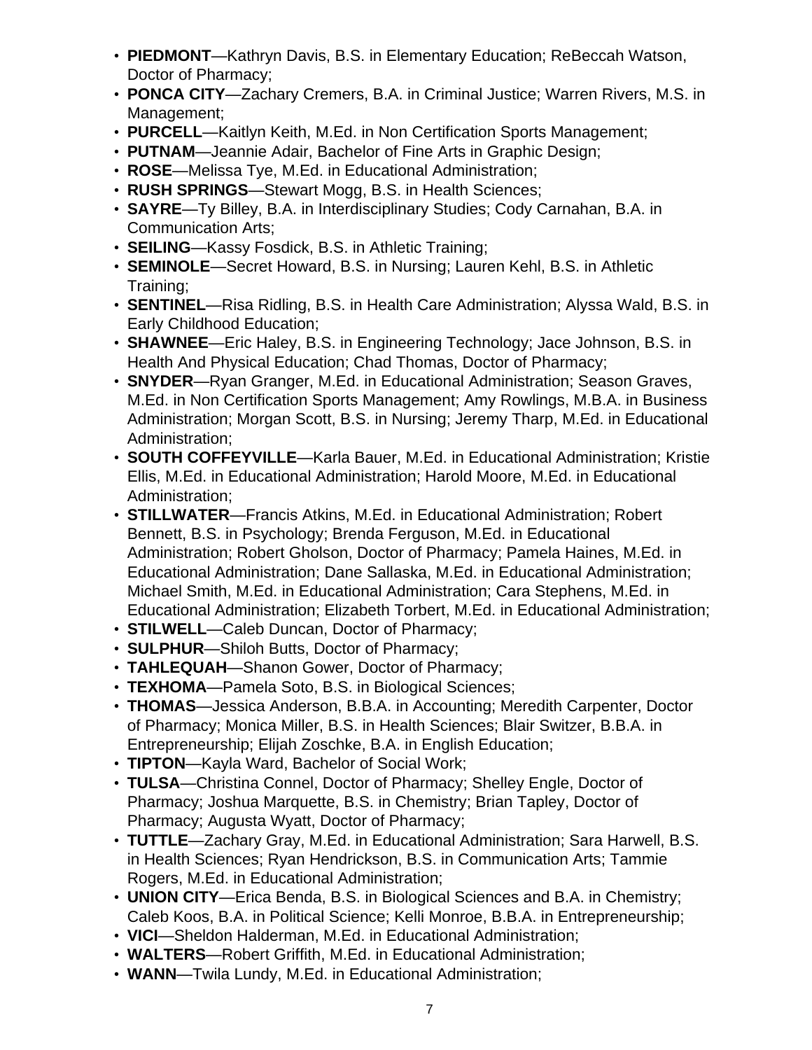- **PIEDMONT**—Kathryn Davis, B.S. in Elementary Education; ReBeccah Watson, Doctor of Pharmacy;
- **PONCA CITY**—Zachary Cremers, B.A. in Criminal Justice; Warren Rivers, M.S. in Management;
- **PURCELL**—Kaitlyn Keith, M.Ed. in Non Certification Sports Management;
- **PUTNAM**—Jeannie Adair, Bachelor of Fine Arts in Graphic Design;
- **ROSE**—Melissa Tye, M.Ed. in Educational Administration;
- **RUSH SPRINGS**—Stewart Mogg, B.S. in Health Sciences;
- **SAYRE**—Ty Billey, B.A. in Interdisciplinary Studies; Cody Carnahan, B.A. in Communication Arts;
- **SEILING**—Kassy Fosdick, B.S. in Athletic Training;
- **SEMINOLE**—Secret Howard, B.S. in Nursing; Lauren Kehl, B.S. in Athletic Training;
- **SENTINEL**—Risa Ridling, B.S. in Health Care Administration; Alyssa Wald, B.S. in Early Childhood Education;
- **SHAWNEE**—Eric Haley, B.S. in Engineering Technology; Jace Johnson, B.S. in Health And Physical Education; Chad Thomas, Doctor of Pharmacy;
- **SNYDER**—Ryan Granger, M.Ed. in Educational Administration; Season Graves, M.Ed. in Non Certification Sports Management; Amy Rowlings, M.B.A. in Business Administration; Morgan Scott, B.S. in Nursing; Jeremy Tharp, M.Ed. in Educational Administration;
- **SOUTH COFFEYVILLE**—Karla Bauer, M.Ed. in Educational Administration; Kristie Ellis, M.Ed. in Educational Administration; Harold Moore, M.Ed. in Educational Administration;
- **STILLWATER**—Francis Atkins, M.Ed. in Educational Administration; Robert Bennett, B.S. in Psychology; Brenda Ferguson, M.Ed. in Educational Administration; Robert Gholson, Doctor of Pharmacy; Pamela Haines, M.Ed. in Educational Administration; Dane Sallaska, M.Ed. in Educational Administration; Michael Smith, M.Ed. in Educational Administration; Cara Stephens, M.Ed. in Educational Administration; Elizabeth Torbert, M.Ed. in Educational Administration;
- **STILWELL**—Caleb Duncan, Doctor of Pharmacy;
- **SULPHUR**—Shiloh Butts, Doctor of Pharmacy;
- **TAHLEQUAH**—Shanon Gower, Doctor of Pharmacy;
- **TEXHOMA**—Pamela Soto, B.S. in Biological Sciences;
- **THOMAS**—Jessica Anderson, B.B.A. in Accounting; Meredith Carpenter, Doctor of Pharmacy; Monica Miller, B.S. in Health Sciences; Blair Switzer, B.B.A. in Entrepreneurship; Elijah Zoschke, B.A. in English Education;
- **TIPTON**—Kayla Ward, Bachelor of Social Work;
- **TULSA**—Christina Connel, Doctor of Pharmacy; Shelley Engle, Doctor of Pharmacy; Joshua Marquette, B.S. in Chemistry; Brian Tapley, Doctor of Pharmacy; Augusta Wyatt, Doctor of Pharmacy;
- **TUTTLE**—Zachary Gray, M.Ed. in Educational Administration; Sara Harwell, B.S. in Health Sciences; Ryan Hendrickson, B.S. in Communication Arts; Tammie Rogers, M.Ed. in Educational Administration;
- **UNION CITY**—Erica Benda, B.S. in Biological Sciences and B.A. in Chemistry; Caleb Koos, B.A. in Political Science; Kelli Monroe, B.B.A. in Entrepreneurship;
- **VICI**—Sheldon Halderman, M.Ed. in Educational Administration;
- **WALTERS**—Robert Griffith, M.Ed. in Educational Administration;
- **WANN**—Twila Lundy, M.Ed. in Educational Administration;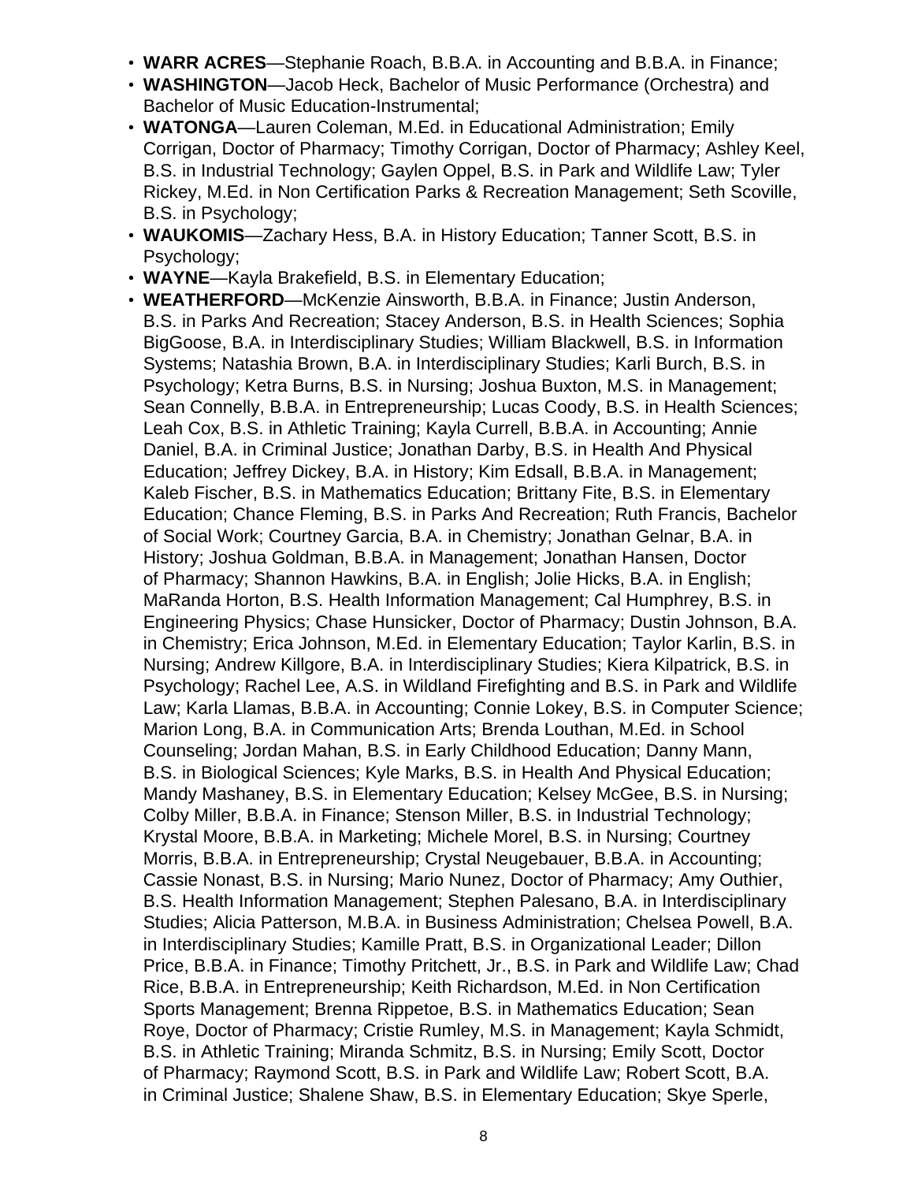- **WARR ACRES**—Stephanie Roach, B.B.A. in Accounting and B.B.A. in Finance;
- **WASHINGTON**—Jacob Heck, Bachelor of Music Performance (Orchestra) and Bachelor of Music Education-Instrumental;
- **WATONGA**—Lauren Coleman, M.Ed. in Educational Administration; Emily Corrigan, Doctor of Pharmacy; Timothy Corrigan, Doctor of Pharmacy; Ashley Keel, B.S. in Industrial Technology; Gaylen Oppel, B.S. in Park and Wildlife Law; Tyler Rickey, M.Ed. in Non Certification Parks & Recreation Management; Seth Scoville, B.S. in Psychology;
- **WAUKOMIS**—Zachary Hess, B.A. in History Education; Tanner Scott, B.S. in Psychology;
- **WAYNE**—Kayla Brakefield, B.S. in Elementary Education;
- **WEATHERFORD**—McKenzie Ainsworth, B.B.A. in Finance; Justin Anderson, B.S. in Parks And Recreation; Stacey Anderson, B.S. in Health Sciences; Sophia BigGoose, B.A. in Interdisciplinary Studies; William Blackwell, B.S. in Information Systems; Natashia Brown, B.A. in Interdisciplinary Studies; Karli Burch, B.S. in Psychology; Ketra Burns, B.S. in Nursing; Joshua Buxton, M.S. in Management; Sean Connelly, B.B.A. in Entrepreneurship; Lucas Coody, B.S. in Health Sciences; Leah Cox, B.S. in Athletic Training; Kayla Currell, B.B.A. in Accounting; Annie Daniel, B.A. in Criminal Justice; Jonathan Darby, B.S. in Health And Physical Education; Jeffrey Dickey, B.A. in History; Kim Edsall, B.B.A. in Management; Kaleb Fischer, B.S. in Mathematics Education; Brittany Fite, B.S. in Elementary Education; Chance Fleming, B.S. in Parks And Recreation; Ruth Francis, Bachelor of Social Work; Courtney Garcia, B.A. in Chemistry; Jonathan Gelnar, B.A. in History; Joshua Goldman, B.B.A. in Management; Jonathan Hansen, Doctor of Pharmacy; Shannon Hawkins, B.A. in English; Jolie Hicks, B.A. in English; MaRanda Horton, B.S. Health Information Management; Cal Humphrey, B.S. in Engineering Physics; Chase Hunsicker, Doctor of Pharmacy; Dustin Johnson, B.A. in Chemistry; Erica Johnson, M.Ed. in Elementary Education; Taylor Karlin, B.S. in Nursing; Andrew Killgore, B.A. in Interdisciplinary Studies; Kiera Kilpatrick, B.S. in Psychology; Rachel Lee, A.S. in Wildland Firefighting and B.S. in Park and Wildlife Law; Karla Llamas, B.B.A. in Accounting; Connie Lokey, B.S. in Computer Science; Marion Long, B.A. in Communication Arts; Brenda Louthan, M.Ed. in School Counseling; Jordan Mahan, B.S. in Early Childhood Education; Danny Mann, B.S. in Biological Sciences; Kyle Marks, B.S. in Health And Physical Education; Mandy Mashaney, B.S. in Elementary Education; Kelsey McGee, B.S. in Nursing; Colby Miller, B.B.A. in Finance; Stenson Miller, B.S. in Industrial Technology; Krystal Moore, B.B.A. in Marketing; Michele Morel, B.S. in Nursing; Courtney Morris, B.B.A. in Entrepreneurship; Crystal Neugebauer, B.B.A. in Accounting; Cassie Nonast, B.S. in Nursing; Mario Nunez, Doctor of Pharmacy; Amy Outhier, B.S. Health Information Management; Stephen Palesano, B.A. in Interdisciplinary Studies; Alicia Patterson, M.B.A. in Business Administration; Chelsea Powell, B.A. in Interdisciplinary Studies; Kamille Pratt, B.S. in Organizational Leader; Dillon Price, B.B.A. in Finance; Timothy Pritchett, Jr., B.S. in Park and Wildlife Law; Chad Rice, B.B.A. in Entrepreneurship; Keith Richardson, M.Ed. in Non Certification Sports Management; Brenna Rippetoe, B.S. in Mathematics Education; Sean Roye, Doctor of Pharmacy; Cristie Rumley, M.S. in Management; Kayla Schmidt, B.S. in Athletic Training; Miranda Schmitz, B.S. in Nursing; Emily Scott, Doctor of Pharmacy; Raymond Scott, B.S. in Park and Wildlife Law; Robert Scott, B.A. in Criminal Justice; Shalene Shaw, B.S. in Elementary Education; Skye Sperle,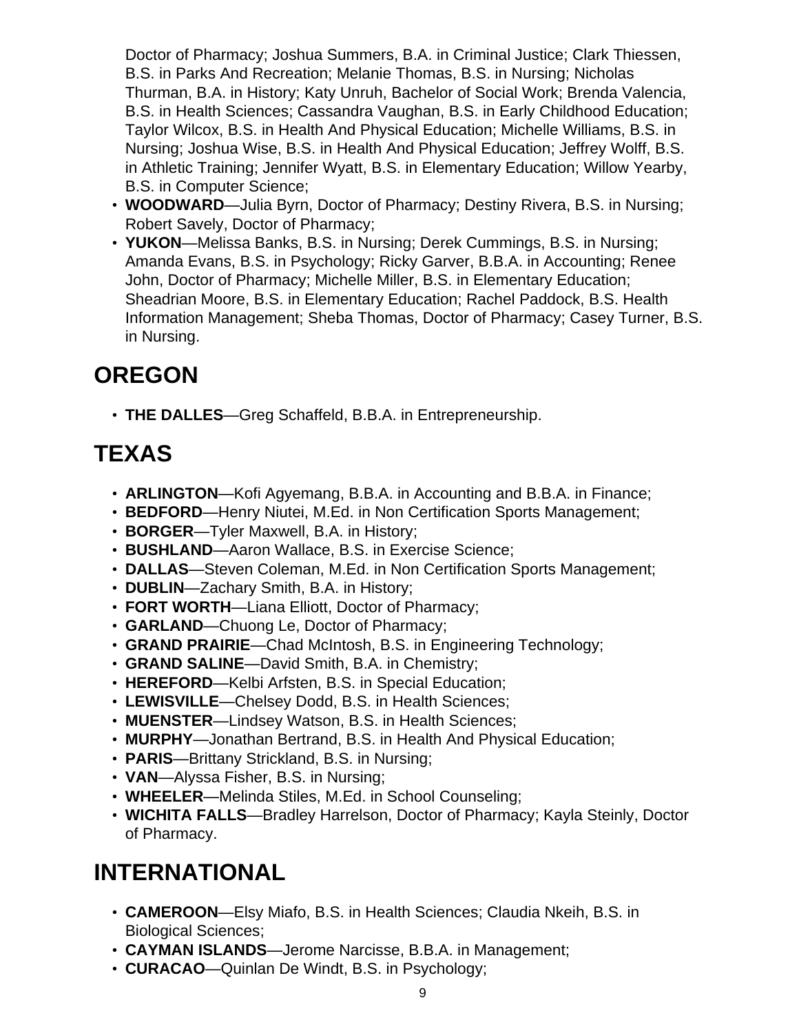Doctor of Pharmacy; Joshua Summers, B.A. in Criminal Justice; Clark Thiessen, B.S. in Parks And Recreation; Melanie Thomas, B.S. in Nursing; Nicholas Thurman, B.A. in History; Katy Unruh, Bachelor of Social Work; Brenda Valencia, B.S. in Health Sciences; Cassandra Vaughan, B.S. in Early Childhood Education; Taylor Wilcox, B.S. in Health And Physical Education; Michelle Williams, B.S. in Nursing; Joshua Wise, B.S. in Health And Physical Education; Jeffrey Wolff, B.S. in Athletic Training; Jennifer Wyatt, B.S. in Elementary Education; Willow Yearby, B.S. in Computer Science;

- **WOODWARD**—Julia Byrn, Doctor of Pharmacy; Destiny Rivera, B.S. in Nursing; Robert Savely, Doctor of Pharmacy;
- **YUKON**—Melissa Banks, B.S. in Nursing; Derek Cummings, B.S. in Nursing; Amanda Evans, B.S. in Psychology; Ricky Garver, B.B.A. in Accounting; Renee John, Doctor of Pharmacy; Michelle Miller, B.S. in Elementary Education; Sheadrian Moore, B.S. in Elementary Education; Rachel Paddock, B.S. Health Information Management; Sheba Thomas, Doctor of Pharmacy; Casey Turner, B.S. in Nursing.

# OREGON

- **THE DALLES**—Greg Schaffeld, B.B.A. in Entrepreneurship.

# TEXAS

- **ARLINGTON**—Kofi Agyemang, B.B.A. in Accounting and B.B.A. in Finance;
- **BEDFORD**—Henry Niutei, M.Ed. in Non Certification Sports Management;
- **BORGER**—Tyler Maxwell, B.A. in History;
- **BUSHLAND**—Aaron Wallace, B.S. in Exercise Science;
- **DALLAS**—Steven Coleman, M.Ed. in Non Certification Sports Management;
- **DUBLIN**—Zachary Smith, B.A. in History;
- **FORT WORTH**—Liana Elliott, Doctor of Pharmacy;
- **GARLAND**—Chuong Le, Doctor of Pharmacy;
- **GRAND PRAIRIE**—Chad McIntosh, B.S. in Engineering Technology;
- **GRAND SALINE**—David Smith, B.A. in Chemistry;
- **HEREFORD**—Kelbi Arfsten, B.S. in Special Education;
- **LEWISVILLE**—Chelsey Dodd, B.S. in Health Sciences;
- **MUENSTER**—Lindsey Watson, B.S. in Health Sciences;
- **MURPHY**—Jonathan Bertrand, B.S. in Health And Physical Education;
- **PARIS**—Brittany Strickland, B.S. in Nursing;
- **VAN**—Alyssa Fisher, B.S. in Nursing;
- **WHEELER**—Melinda Stiles, M.Ed. in School Counseling;
- **WICHITA FALLS**—Bradley Harrelson, Doctor of Pharmacy; Kayla Steinly, Doctor of Pharmacy.

# INTERNATIONAL

- **CAMEROON**—Elsy Miafo, B.S. in Health Sciences; Claudia Nkeih, B.S. in Biological Sciences;
- **CAYMAN ISLANDS**—Jerome Narcisse, B.B.A. in Management;
- **CURACAO**—Quinlan De Windt, B.S. in Psychology;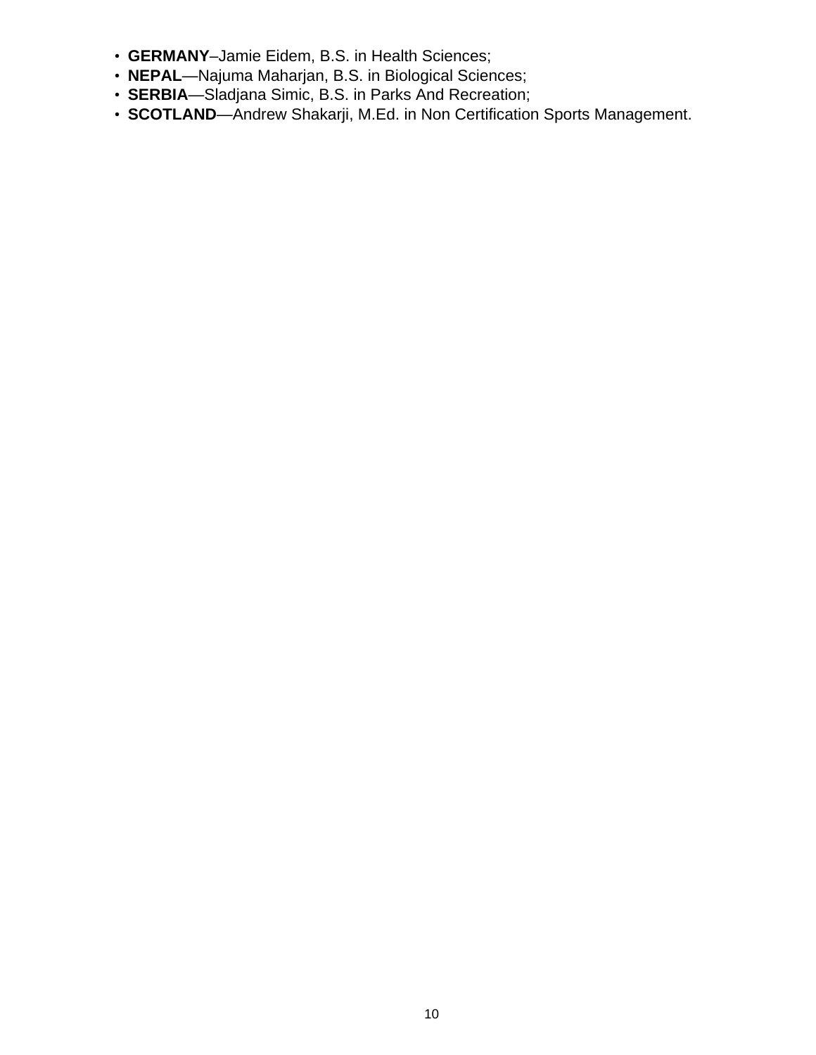- **GERMANY**–Jamie Eidem, B.S. in Health Sciences;
- **NEPAL**—Najuma Maharjan, B.S. in Biological Sciences;
- **SERBIA**—Sladjana Simic, B.S. in Parks And Recreation;
- **SCOTLAND**—Andrew Shakarji, M.Ed. in Non Certification Sports Management.